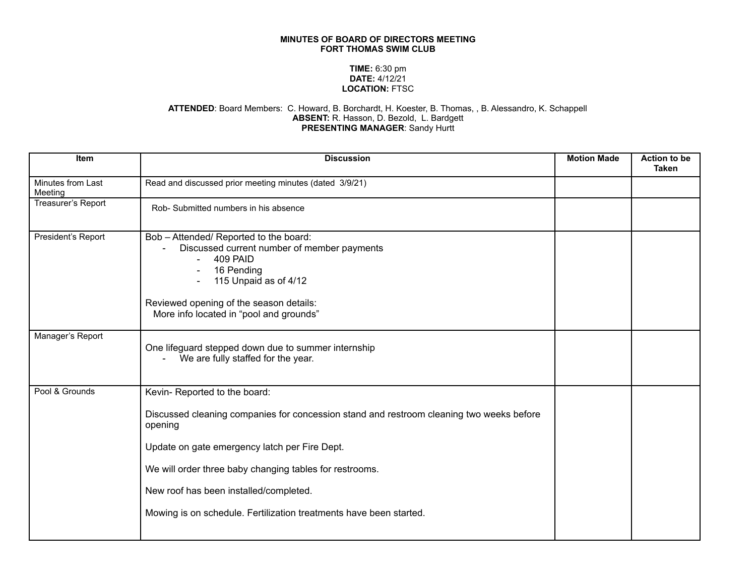**MINUTES OF BOARD OF DIRECTORS MEETING**
**FORT THOMAS SWIM CLUB**

**TIME:** 6:30 pm
**DATE:** 4/12/21
**LOCATION:** FTSC

**ATTENDED**: Board Members: C. Howard, B. Borchardt, H. Koester, B. Thomas, , B. Alessandro, K. Schappell
**ABSENT:** R. Hasson, D. Bezold, L. Bardgett
**PRESENTING MANAGER**: Sandy Hurtt

| Item | Discussion | Motion Made | Action to be Taken |
|---|---|---|---|
| Minutes from Last Meeting | Read and discussed prior meeting minutes (dated 3/9/21) | | |
| Treasurer's Report | Rob- Submitted numbers in his absence | | |
| President's Report | Bob – Attended/ Reported to the board:<br>- Discussed current number of member payments<br>&nbsp;&nbsp;&nbsp;&nbsp;- 409 PAID<br>&nbsp;&nbsp;&nbsp;&nbsp;- 16 Pending<br>&nbsp;&nbsp;&nbsp;&nbsp;- 115 Unpaid as of 4/12<br><br>Reviewed opening of the season details:<br>More info located in "pool and grounds" | | |
| Manager's Report | One lifeguard stepped down due to summer internship<br>- We are fully staffed for the year. | | |
| Pool & Grounds | Kevin- Reported to the board:<br><br>Discussed cleaning companies for concession stand and restroom cleaning two weeks before opening<br><br>Update on gate emergency latch per Fire Dept.<br><br>We will order three baby changing tables for restrooms.<br><br>New roof has been installed/completed.<br><br>Mowing is on schedule. Fertilization treatments have been started. | | |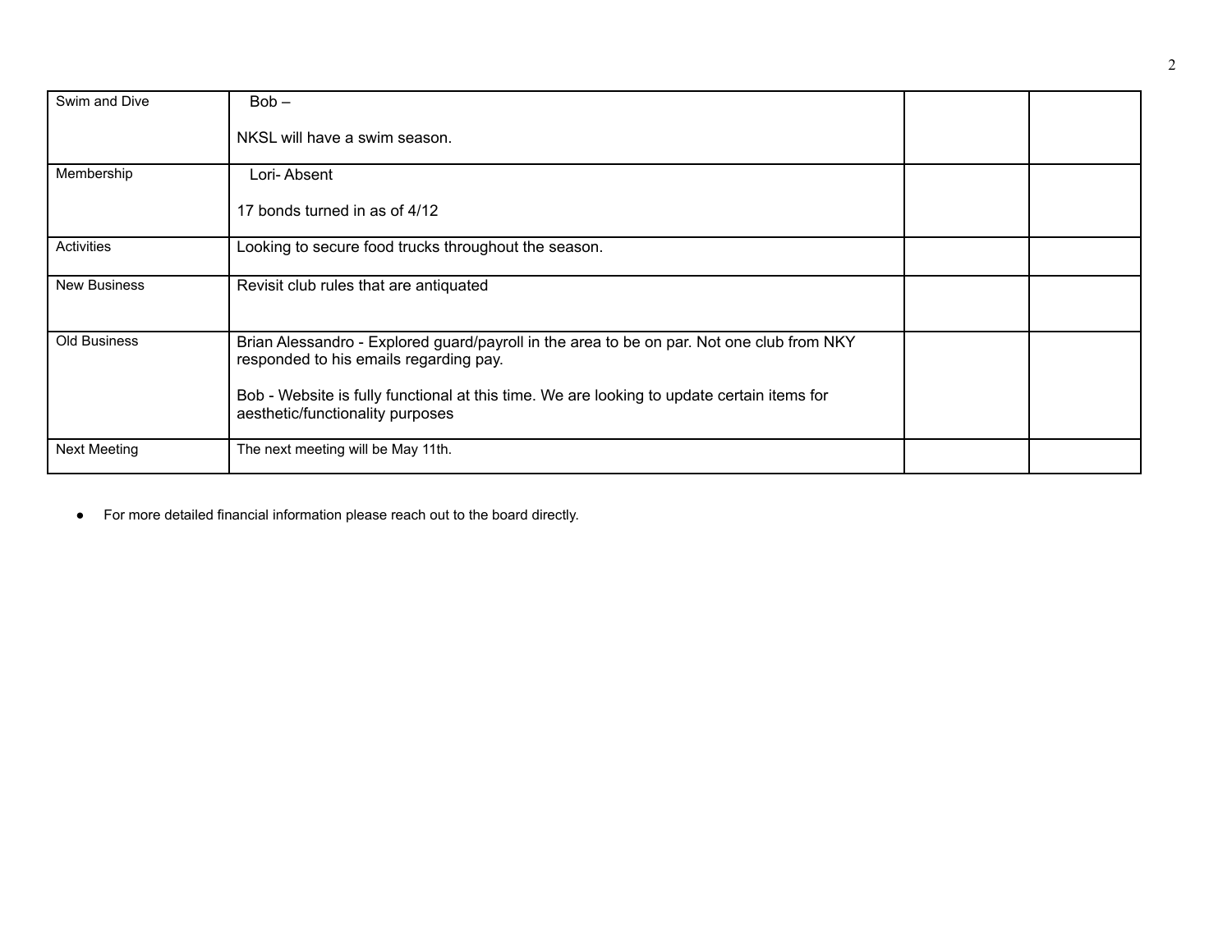| | | | |
|---|---|---|---|
| Swim and Dive | Bob –<br><br>NKSL will have a swim season. | | |
| Membership | Lori- Absent<br><br>17 bonds turned in as of 4/12 | | |
| Activities | Looking to secure food trucks throughout the season. | | |
| New Business | Revisit club rules that are antiquated | | |
| Old Business | Brian Alessandro - Explored guard/payroll in the area to be on par. Not one club from NKY responded to his emails regarding pay.<br><br>Bob - Website is fully functional at this time. We are looking to update certain items for aesthetic/functionality purposes | | |
| Next Meeting | The next meeting will be May 11th. | | |

- For more detailed financial information please reach out to the board directly.